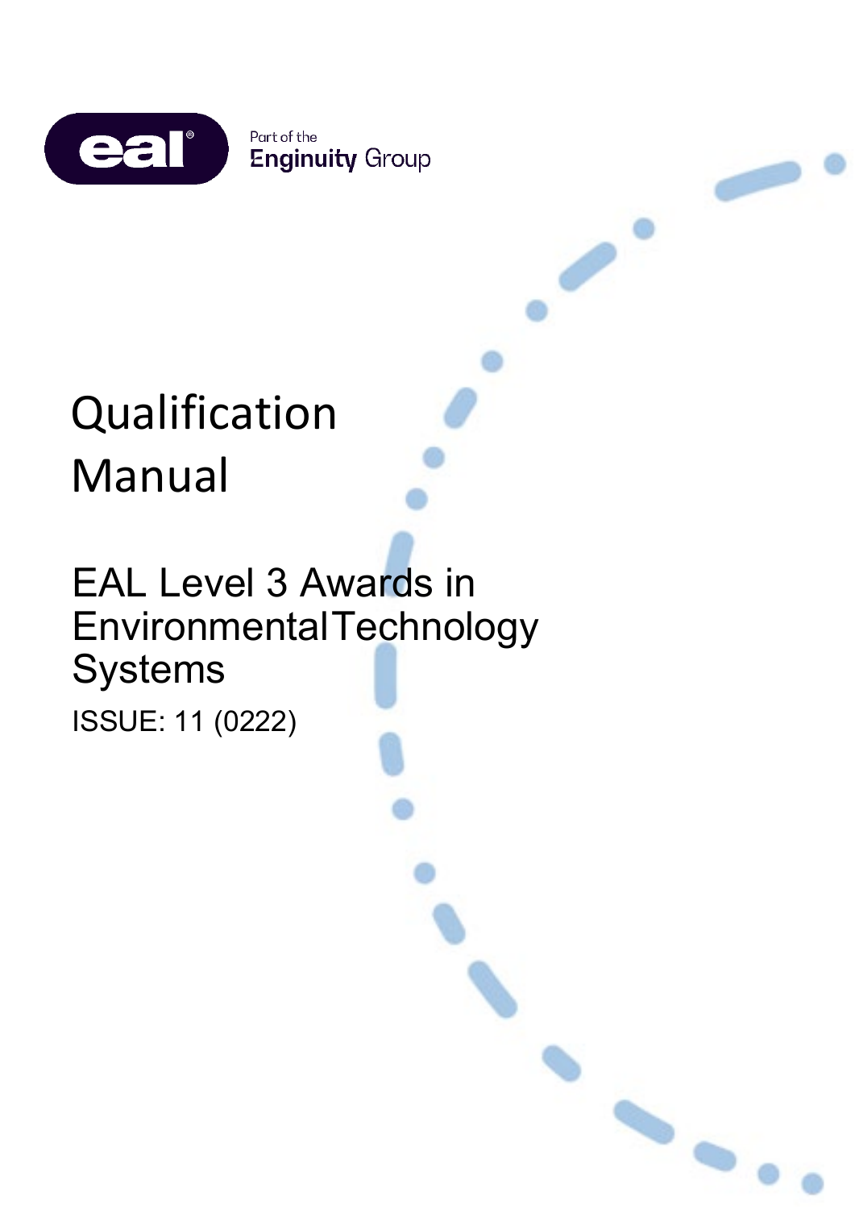eal® Part of the Enginuity Group

# Qualification Manual

## EAL Level 3 Awards in Environmental Technology Systems

ISSUE: 11 (0222)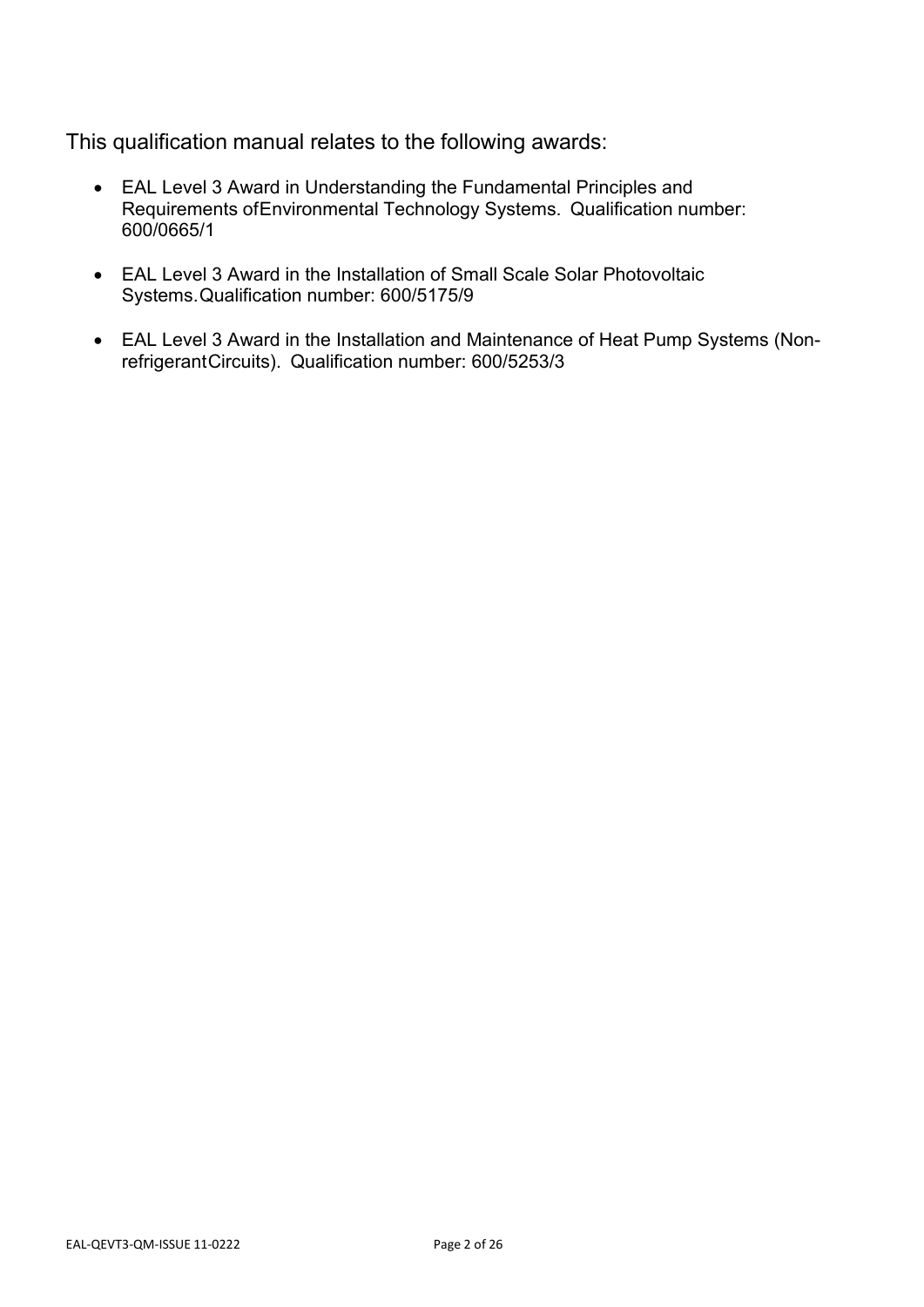This qualification manual relates to the following awards:

- EAL Level 3 Award in Understanding the Fundamental Principles and Requirements of Environmental Technology Systems. Qualification number: 600/0665/1

- EAL Level 3 Award in the Installation of Small Scale Solar Photovoltaic Systems. Qualification number: 600/5175/9

- EAL Level 3 Award in the Installation and Maintenance of Heat Pump Systems (Non-refrigerant Circuits). Qualification number: 600/5253/3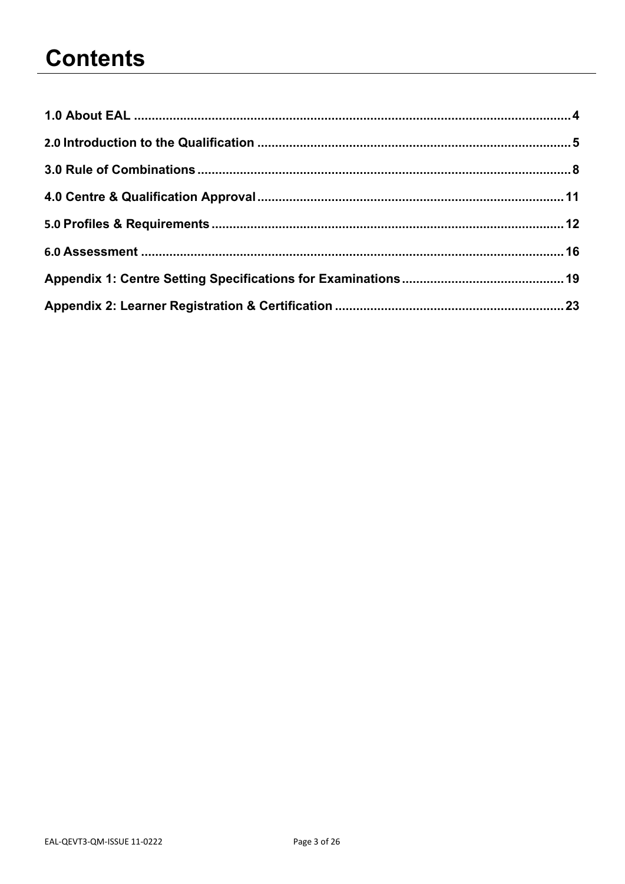# Contents

1.0 About EAL ..... 4

2.0 Introduction to the Qualification ..... 5

3.0 Rule of Combinations ..... 8

4.0 Centre & Qualification Approval ..... 11

5.0 Profiles & Requirements ..... 12

6.0 Assessment ..... 16

Appendix 1: Centre Setting Specifications for Examinations ..... 19

Appendix 2: Learner Registration & Certification ..... 23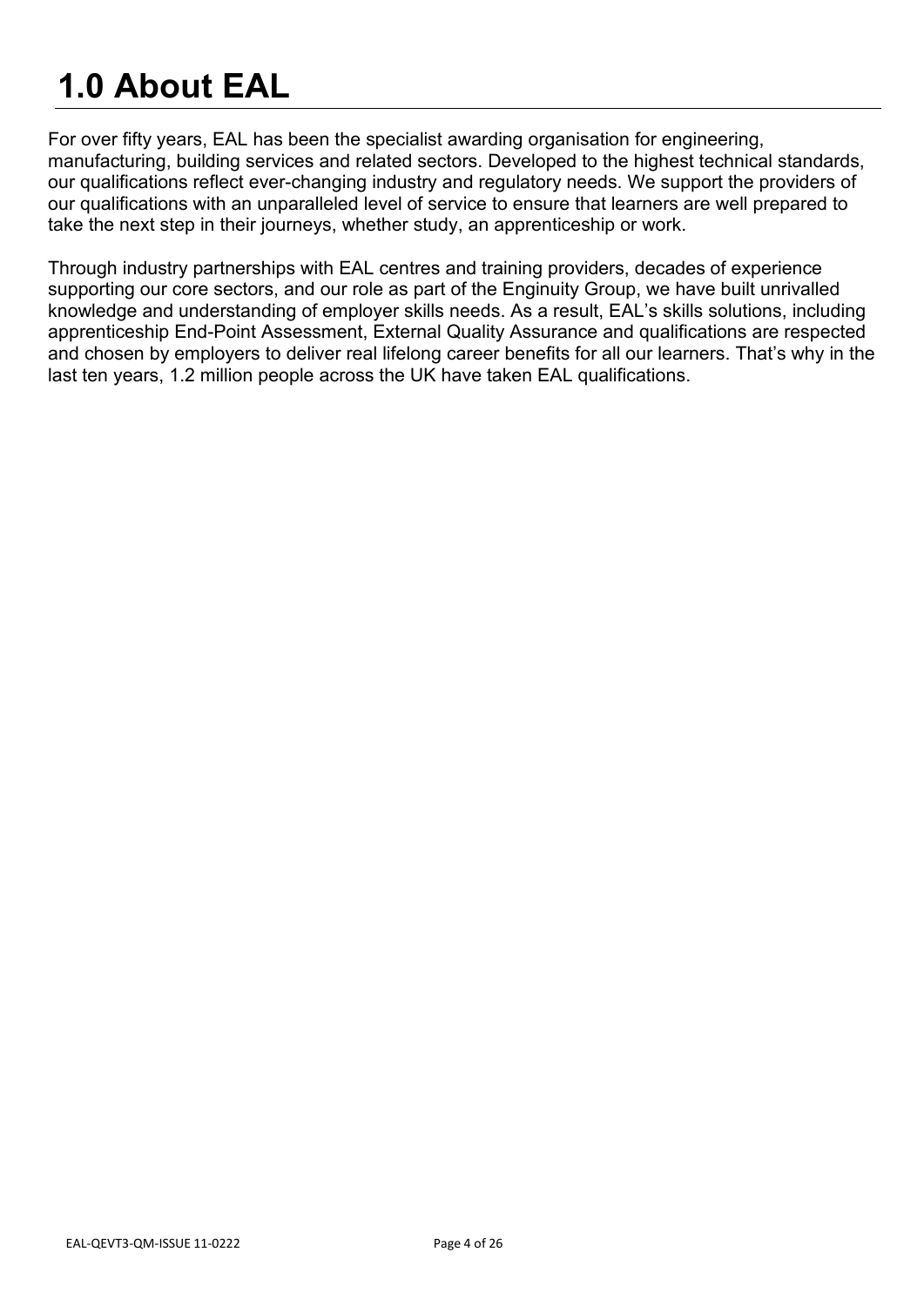# 1.0 About EAL

For over fifty years, EAL has been the specialist awarding organisation for engineering, manufacturing, building services and related sectors. Developed to the highest technical standards, our qualifications reflect ever-changing industry and regulatory needs. We support the providers of our qualifications with an unparalleled level of service to ensure that learners are well prepared to take the next step in their journeys, whether study, an apprenticeship or work.

Through industry partnerships with EAL centres and training providers, decades of experience supporting our core sectors, and our role as part of the Enginuity Group, we have built unrivalled knowledge and understanding of employer skills needs. As a result, EAL's skills solutions, including apprenticeship End-Point Assessment, External Quality Assurance and qualifications are respected and chosen by employers to deliver real lifelong career benefits for all our learners. That's why in the last ten years, 1.2 million people across the UK have taken EAL qualifications.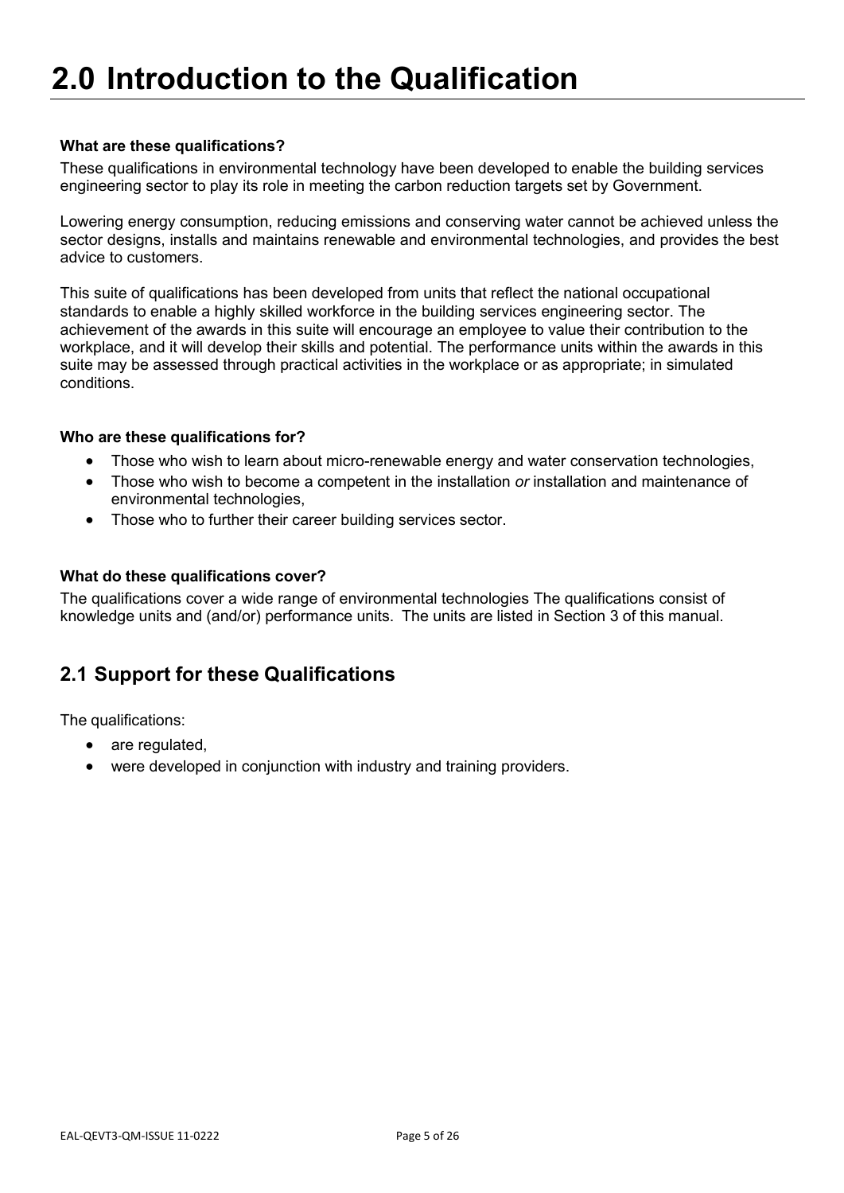# 2.0 Introduction to the Qualification

**What are these qualifications?**

These qualifications in environmental technology have been developed to enable the building services engineering sector to play its role in meeting the carbon reduction targets set by Government.

Lowering energy consumption, reducing emissions and conserving water cannot be achieved unless the sector designs, installs and maintains renewable and environmental technologies, and provides the best advice to customers.

This suite of qualifications has been developed from units that reflect the national occupational standards to enable a highly skilled workforce in the building services engineering sector. The achievement of the awards in this suite will encourage an employee to value their contribution to the workplace, and it will develop their skills and potential. The performance units within the awards in this suite may be assessed through practical activities in the workplace or as appropriate; in simulated conditions.

**Who are these qualifications for?**

- Those who wish to learn about micro-renewable energy and water conservation technologies,
- Those who wish to become a competent in the installation *or* installation and maintenance of environmental technologies,
- Those who to further their career building services sector.

**What do these qualifications cover?**

The qualifications cover a wide range of environmental technologies The qualifications consist of knowledge units and (and/or) performance units. The units are listed in Section 3 of this manual.

## 2.1 Support for these Qualifications

The qualifications:

- are regulated,
- were developed in conjunction with industry and training providers.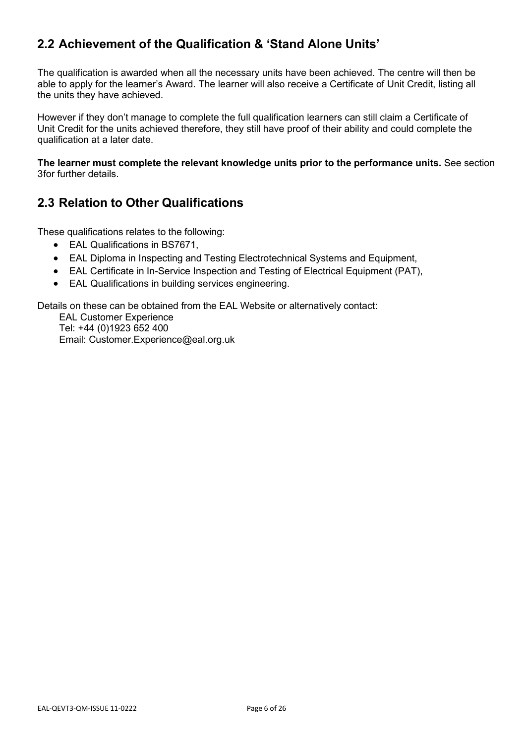## 2.2 Achievement of the Qualification & 'Stand Alone Units'

The qualification is awarded when all the necessary units have been achieved. The centre will then be able to apply for the learner's Award. The learner will also receive a Certificate of Unit Credit, listing all the units they have achieved.

However if they don't manage to complete the full qualification learners can still claim a Certificate of Unit Credit for the units achieved therefore, they still have proof of their ability and could complete the qualification at a later date.

**The learner must complete the relevant knowledge units prior to the performance units.** See section 3for further details.

## 2.3 Relation to Other Qualifications

These qualifications relates to the following:

- EAL Qualifications in BS7671,
- EAL Diploma in Inspecting and Testing Electrotechnical Systems and Equipment,
- EAL Certificate in In-Service Inspection and Testing of Electrical Equipment (PAT),
- EAL Qualifications in building services engineering.

Details on these can be obtained from the EAL Website or alternatively contact:

EAL Customer Experience
Tel: +44 (0)1923 652 400
Email: Customer.Experience@eal.org.uk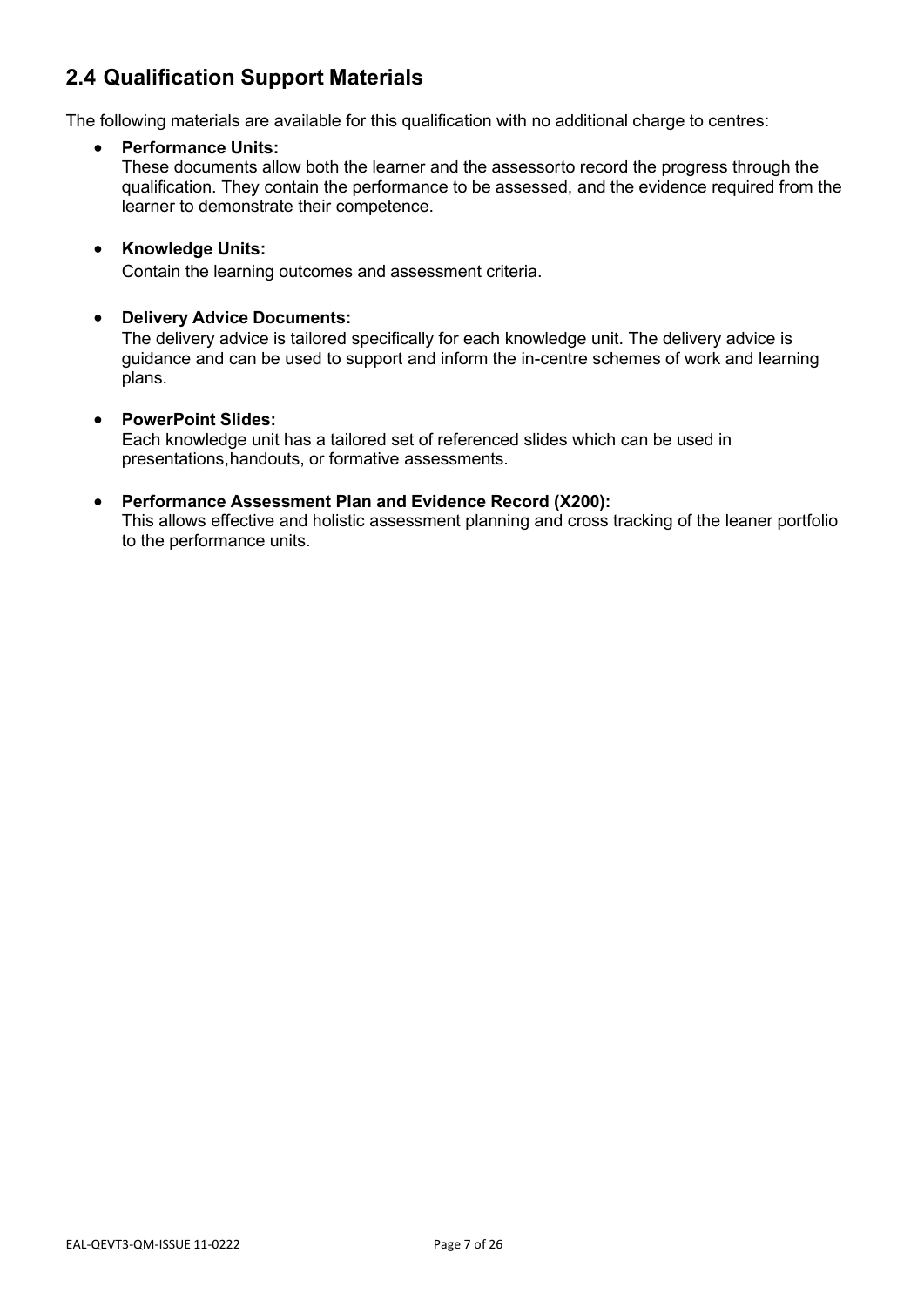## 2.4 Qualification Support Materials

The following materials are available for this qualification with no additional charge to centres:

- **Performance Units:**
  These documents allow both the learner and the assessorto record the progress through the qualification. They contain the performance to be assessed, and the evidence required from the learner to demonstrate their competence.

- **Knowledge Units:**
  Contain the learning outcomes and assessment criteria.

- **Delivery Advice Documents:**
  The delivery advice is tailored specifically for each knowledge unit. The delivery advice is guidance and can be used to support and inform the in-centre schemes of work and learning plans.

- **PowerPoint Slides:**
  Each knowledge unit has a tailored set of referenced slides which can be used in presentations,handouts, or formative assessments.

- **Performance Assessment Plan and Evidence Record (X200):**
  This allows effective and holistic assessment planning and cross tracking of the leaner portfolio to the performance units.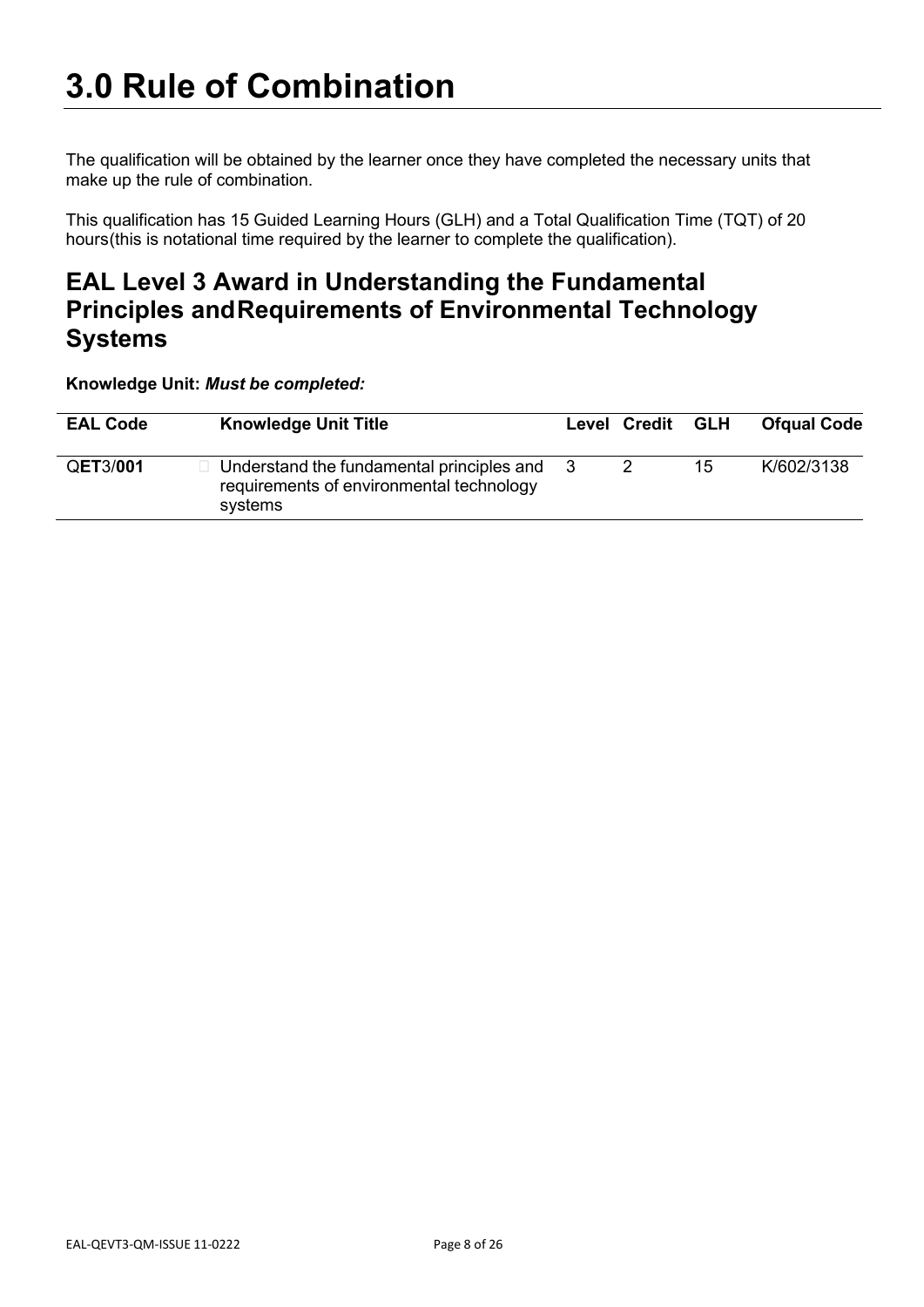# 3.0 Rule of Combination

The qualification will be obtained by the learner once they have completed the necessary units that make up the rule of combination.

This qualification has 15 Guided Learning Hours (GLH) and a Total Qualification Time (TQT) of 20 hours(this is notational time required by the learner to complete the qualification).

## EAL Level 3 Award in Understanding the Fundamental Principles andRequirements of Environmental Technology Systems

**Knowledge Unit:** ***Must be completed:***

| EAL Code | Knowledge Unit Title | Level | Credit | GLH | Ofqual Code |
|---|---|---|---|---|---|
| Q**ET**3/**001** | Understand the fundamental principles and requirements of environmental technology systems | 3 | 2 | 15 | K/602/3138 |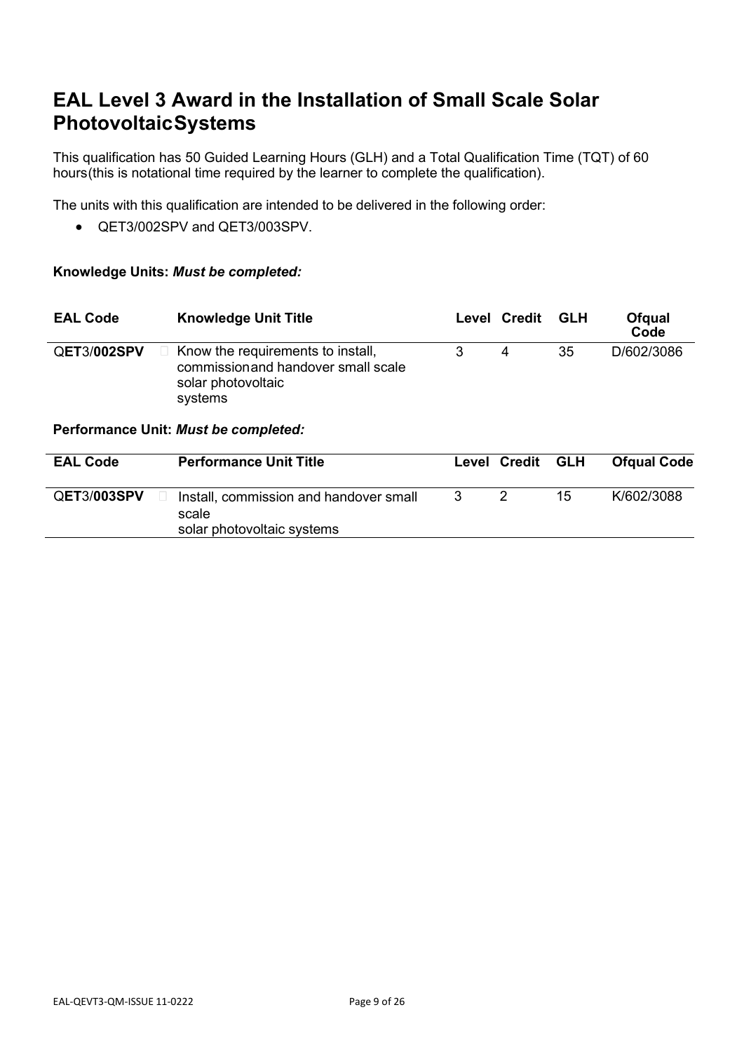# EAL Level 3 Award in the Installation of Small Scale Solar Photovoltaic Systems

This qualification has 50 Guided Learning Hours (GLH) and a Total Qualification Time (TQT) of 60 hours (this is notational time required by the learner to complete the qualification).

The units with this qualification are intended to be delivered in the following order:

- QET3/002SPV and QET3/003SPV.

**Knowledge Units:** ***Must be completed:***

| EAL Code | Knowledge Unit Title | Level | Credit | GLH | Ofqual Code |
|---|---|---|---|---|---|
| Q**ET**3/**002SPV** | Know the requirements to install, commission and handover small scale solar photovoltaic systems | 3 | 4 | 35 | D/602/3086 |

**Performance Unit:** ***Must be completed:***

| EAL Code | Performance Unit Title | Level | Credit | GLH | Ofqual Code |
|---|---|---|---|---|---|
| Q**ET**3/**003SPV** | Install, commission and handover small scale solar photovoltaic systems | 3 | 2 | 15 | K/602/3088 |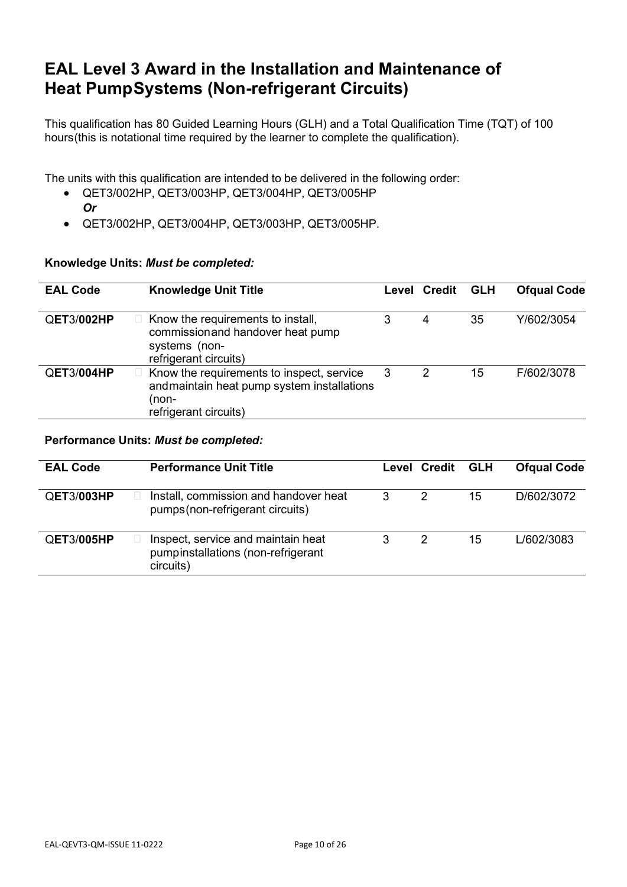# EAL Level 3 Award in the Installation and Maintenance of Heat PumpSystems (Non-refrigerant Circuits)

This qualification has 80 Guided Learning Hours (GLH) and a Total Qualification Time (TQT) of 100 hours(this is notational time required by the learner to complete the qualification).

The units with this qualification are intended to be delivered in the following order:

- QET3/002HP, QET3/003HP, QET3/004HP, QET3/005HP
  ***Or***
- QET3/002HP, QET3/004HP, QET3/003HP, QET3/005HP.

**Knowledge Units: *Must be completed:***

| EAL Code | Knowledge Unit Title | Level | Credit | GLH | Ofqual Code |
|---|---|---|---|---|---|
| Q**ET**3/**002HP** | Know the requirements to install, commissionand handover heat pump systems (non-refrigerant circuits) | 3 | 4 | 35 | Y/602/3054 |
| Q**ET**3/**004HP** | Know the requirements to inspect, service andmaintain heat pump system installations (non-refrigerant circuits) | 3 | 2 | 15 | F/602/3078 |

**Performance Units: *Must be completed:***

| EAL Code | Performance Unit Title | Level | Credit | GLH | Ofqual Code |
|---|---|---|---|---|---|
| Q**ET**3/**003HP** | Install, commission and handover heat pumps(non-refrigerant circuits) | 3 | 2 | 15 | D/602/3072 |
| Q**ET**3/**005HP** | Inspect, service and maintain heat pumpinstallations (non-refrigerant circuits) | 3 | 2 | 15 | L/602/3083 |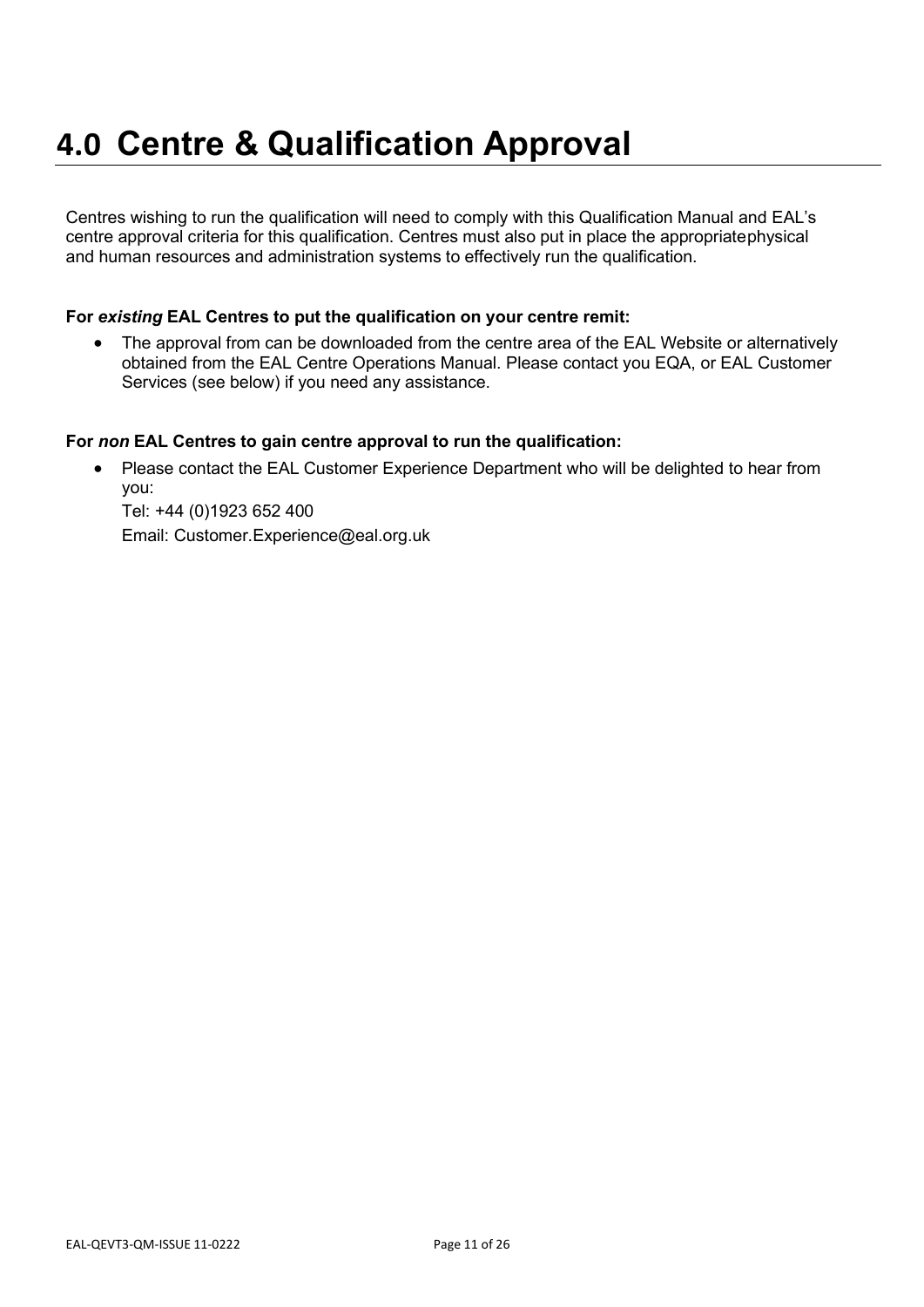# 4.0 Centre & Qualification Approval

Centres wishing to run the qualification will need to comply with this Qualification Manual and EAL's centre approval criteria for this qualification. Centres must also put in place the appropriatephysical and human resources and administration systems to effectively run the qualification.

**For *existing* EAL Centres to put the qualification on your centre remit:**

- The approval from can be downloaded from the centre area of the EAL Website or alternatively obtained from the EAL Centre Operations Manual. Please contact you EQA, or EAL Customer Services (see below) if you need any assistance.

**For *non* EAL Centres to gain centre approval to run the qualification:**

- Please contact the EAL Customer Experience Department who will be delighted to hear from you:

  Tel: +44 (0)1923 652 400

  Email: Customer.Experience@eal.org.uk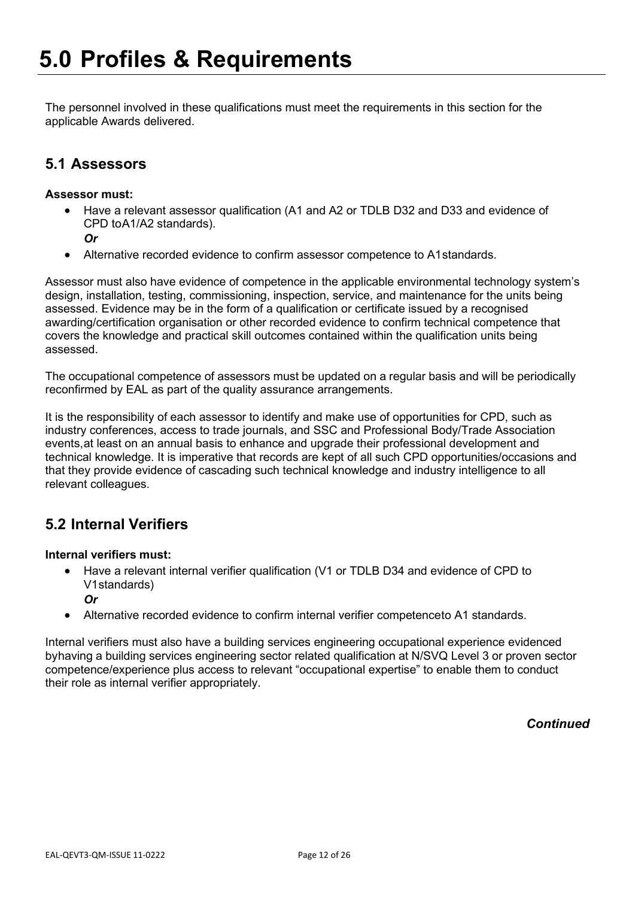# 5.0 Profiles & Requirements

The personnel involved in these qualifications must meet the requirements in this section for the applicable Awards delivered.

## 5.1 Assessors

**Assessor must:**

- Have a relevant assessor qualification (A1 and A2 or TDLB D32 and D33 and evidence of CPD toA1/A2 standards).
  ***Or***
- Alternative recorded evidence to confirm assessor competence to A1standards.

Assessor must also have evidence of competence in the applicable environmental technology system's design, installation, testing, commissioning, inspection, service, and maintenance for the units being assessed. Evidence may be in the form of a qualification or certificate issued by a recognised awarding/certification organisation or other recorded evidence to confirm technical competence that covers the knowledge and practical skill outcomes contained within the qualification units being assessed.

The occupational competence of assessors must be updated on a regular basis and will be periodically reconfirmed by EAL as part of the quality assurance arrangements.

It is the responsibility of each assessor to identify and make use of opportunities for CPD, such as industry conferences, access to trade journals, and SSC and Professional Body/Trade Association events,at least on an annual basis to enhance and upgrade their professional development and technical knowledge. It is imperative that records are kept of all such CPD opportunities/occasions and that they provide evidence of cascading such technical knowledge and industry intelligence to all relevant colleagues.

## 5.2 Internal Verifiers

**Internal verifiers must:**

- Have a relevant internal verifier qualification (V1 or TDLB D34 and evidence of CPD to V1standards)
  ***Or***
- Alternative recorded evidence to confirm internal verifier competenceto A1 standards.

Internal verifiers must also have a building services engineering occupational experience evidenced byhaving a building services engineering sector related qualification at N/SVQ Level 3 or proven sector competence/experience plus access to relevant "occupational expertise" to enable them to conduct their role as internal verifier appropriately.

***Continued***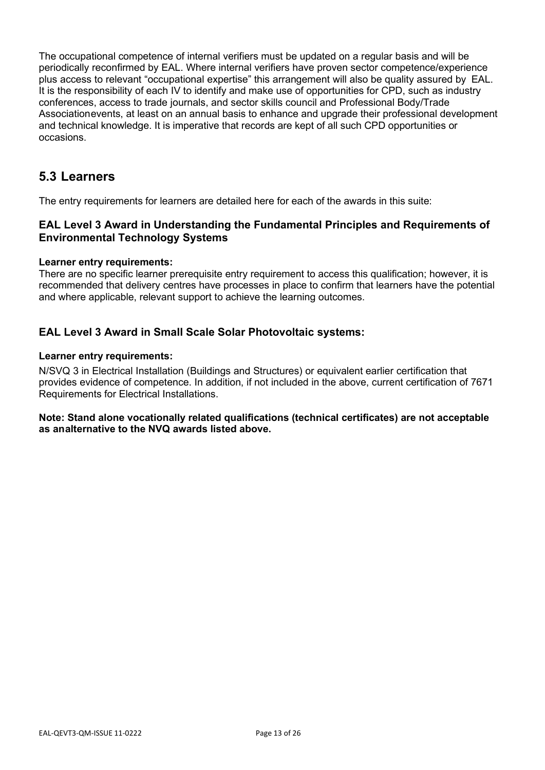The occupational competence of internal verifiers must be updated on a regular basis and will be periodically reconfirmed by EAL. Where internal verifiers have proven sector competence/experience plus access to relevant "occupational expertise" this arrangement will also be quality assured by EAL. It is the responsibility of each IV to identify and make use of opportunities for CPD, such as industry conferences, access to trade journals, and sector skills council and Professional Body/Trade Associationevents, at least on an annual basis to enhance and upgrade their professional development and technical knowledge. It is imperative that records are kept of all such CPD opportunities or occasions.

## 5.3 Learners

The entry requirements for learners are detailed here for each of the awards in this suite:

### EAL Level 3 Award in Understanding the Fundamental Principles and Requirements of Environmental Technology Systems

**Learner entry requirements:**

There are no specific learner prerequisite entry requirement to access this qualification; however, it is recommended that delivery centres have processes in place to confirm that learners have the potential and where applicable, relevant support to achieve the learning outcomes.

### EAL Level 3 Award in Small Scale Solar Photovoltaic systems:

**Learner entry requirements:**

N/SVQ 3 in Electrical Installation (Buildings and Structures) or equivalent earlier certification that provides evidence of competence. In addition, if not included in the above, current certification of 7671 Requirements for Electrical Installations.

**Note: Stand alone vocationally related qualifications (technical certificates) are not acceptable as analternative to the NVQ awards listed above.**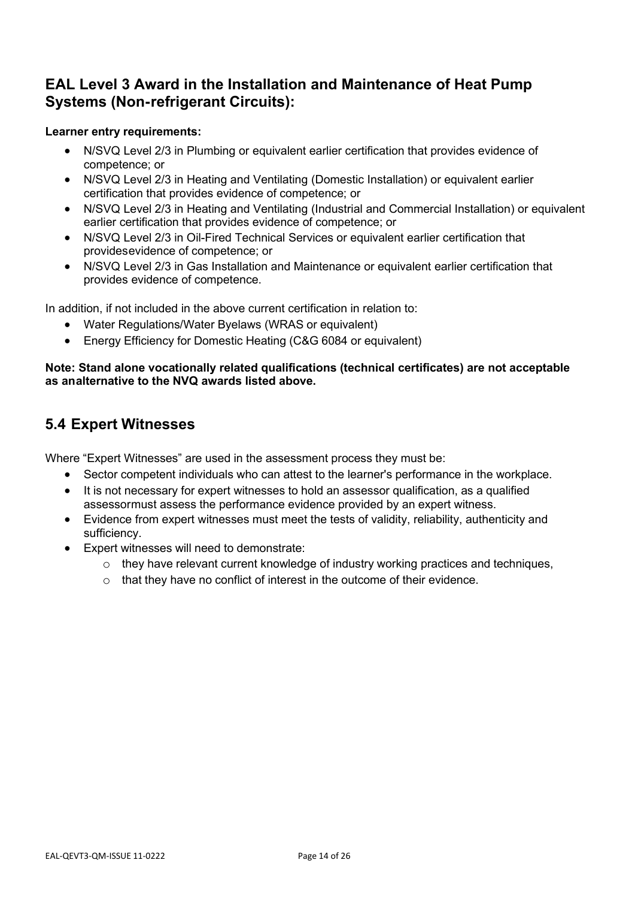## EAL Level 3 Award in the Installation and Maintenance of Heat Pump Systems (Non-refrigerant Circuits):

**Learner entry requirements:**

- N/SVQ Level 2/3 in Plumbing or equivalent earlier certification that provides evidence of competence; or
- N/SVQ Level 2/3 in Heating and Ventilating (Domestic Installation) or equivalent earlier certification that provides evidence of competence; or
- N/SVQ Level 2/3 in Heating and Ventilating (Industrial and Commercial Installation) or equivalent earlier certification that provides evidence of competence; or
- N/SVQ Level 2/3 in Oil-Fired Technical Services or equivalent earlier certification that providesevidence of competence; or
- N/SVQ Level 2/3 in Gas Installation and Maintenance or equivalent earlier certification that provides evidence of competence.

In addition, if not included in the above current certification in relation to:

- Water Regulations/Water Byelaws (WRAS or equivalent)
- Energy Efficiency for Domestic Heating (C&G 6084 or equivalent)

**Note: Stand alone vocationally related qualifications (technical certificates) are not acceptable as analternative to the NVQ awards listed above.**

## 5.4 Expert Witnesses

Where "Expert Witnesses" are used in the assessment process they must be:

- Sector competent individuals who can attest to the learner's performance in the workplace.
- It is not necessary for expert witnesses to hold an assessor qualification, as a qualified assessormust assess the performance evidence provided by an expert witness.
- Evidence from expert witnesses must meet the tests of validity, reliability, authenticity and sufficiency.
- Expert witnesses will need to demonstrate:
  - they have relevant current knowledge of industry working practices and techniques,
  - that they have no conflict of interest in the outcome of their evidence.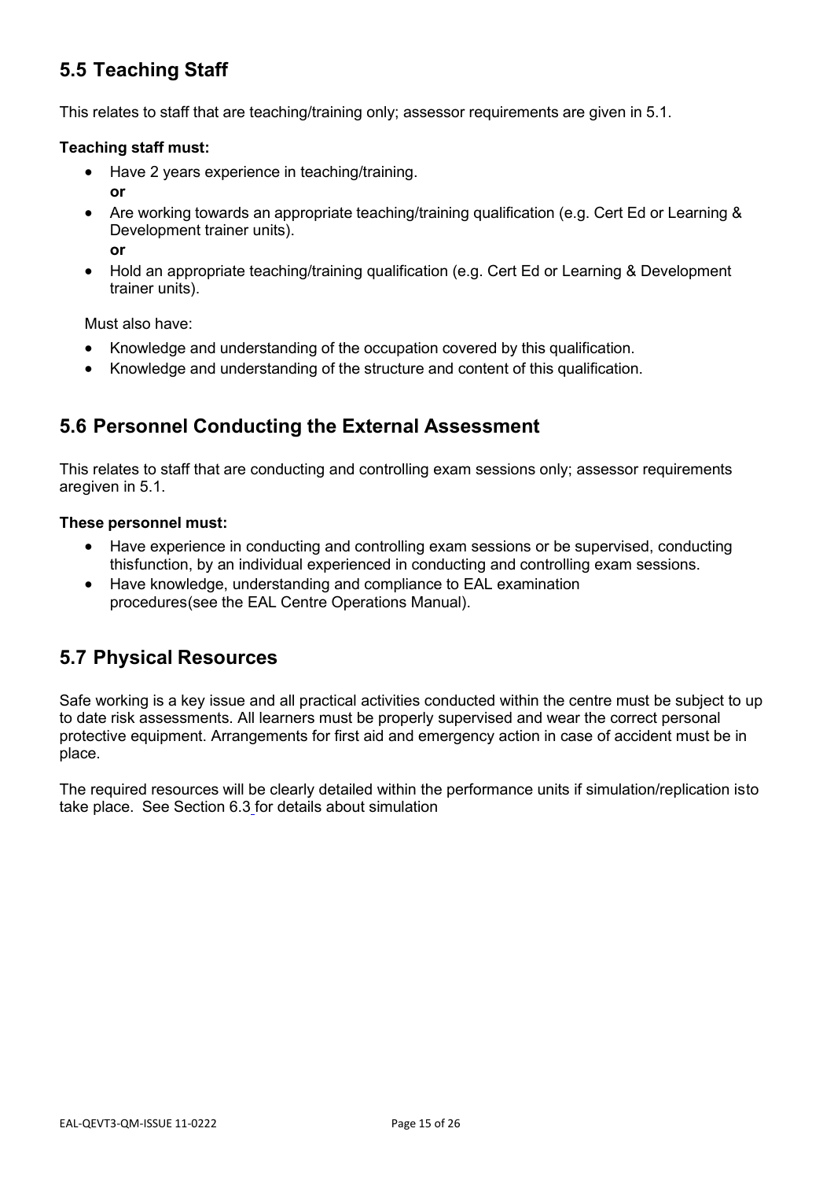## 5.5 Teaching Staff

This relates to staff that are teaching/training only; assessor requirements are given in 5.1.

**Teaching staff must:**

- Have 2 years experience in teaching/training.
  **or**
- Are working towards an appropriate teaching/training qualification (e.g. Cert Ed or Learning & Development trainer units).
  **or**
- Hold an appropriate teaching/training qualification (e.g. Cert Ed or Learning & Development trainer units).

Must also have:

- Knowledge and understanding of the occupation covered by this qualification.
- Knowledge and understanding of the structure and content of this qualification.

## 5.6 Personnel Conducting the External Assessment

This relates to staff that are conducting and controlling exam sessions only; assessor requirements aregiven in 5.1.

**These personnel must:**

- Have experience in conducting and controlling exam sessions or be supervised, conducting thisfunction, by an individual experienced in conducting and controlling exam sessions.
- Have knowledge, understanding and compliance to EAL examination procedures(see the EAL Centre Operations Manual).

## 5.7 Physical Resources

Safe working is a key issue and all practical activities conducted within the centre must be subject to up to date risk assessments. All learners must be properly supervised and wear the correct personal protective equipment. Arrangements for first aid and emergency action in case of accident must be in place.

The required resources will be clearly detailed within the performance units if simulation/replication isto take place. See Section 6.3 for details about simulation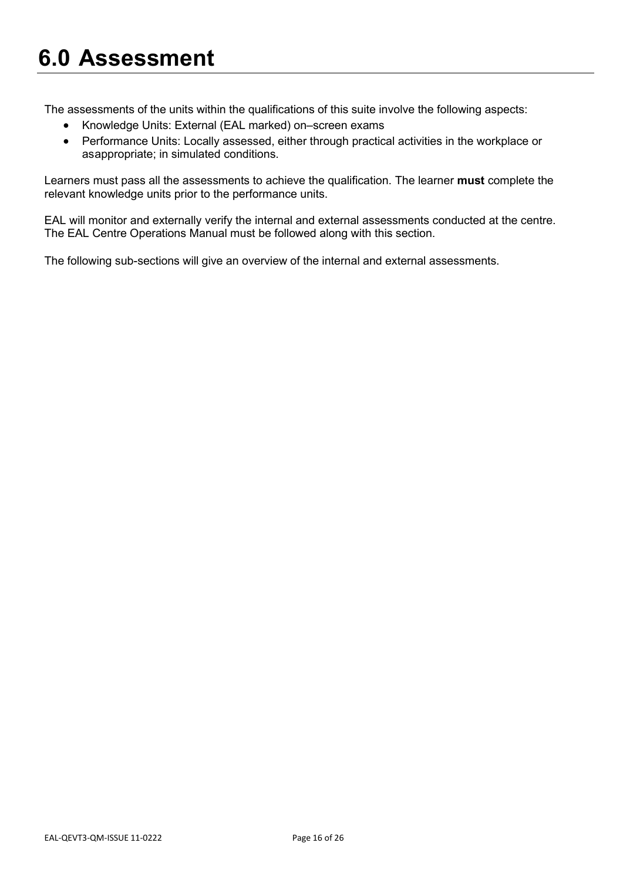# 6.0 Assessment

The assessments of the units within the qualifications of this suite involve the following aspects:

- Knowledge Units: External (EAL marked) on–screen exams
- Performance Units: Locally assessed, either through practical activities in the workplace or asappropriate; in simulated conditions.

Learners must pass all the assessments to achieve the qualification. The learner **must** complete the relevant knowledge units prior to the performance units.

EAL will monitor and externally verify the internal and external assessments conducted at the centre. The EAL Centre Operations Manual must be followed along with this section.

The following sub-sections will give an overview of the internal and external assessments.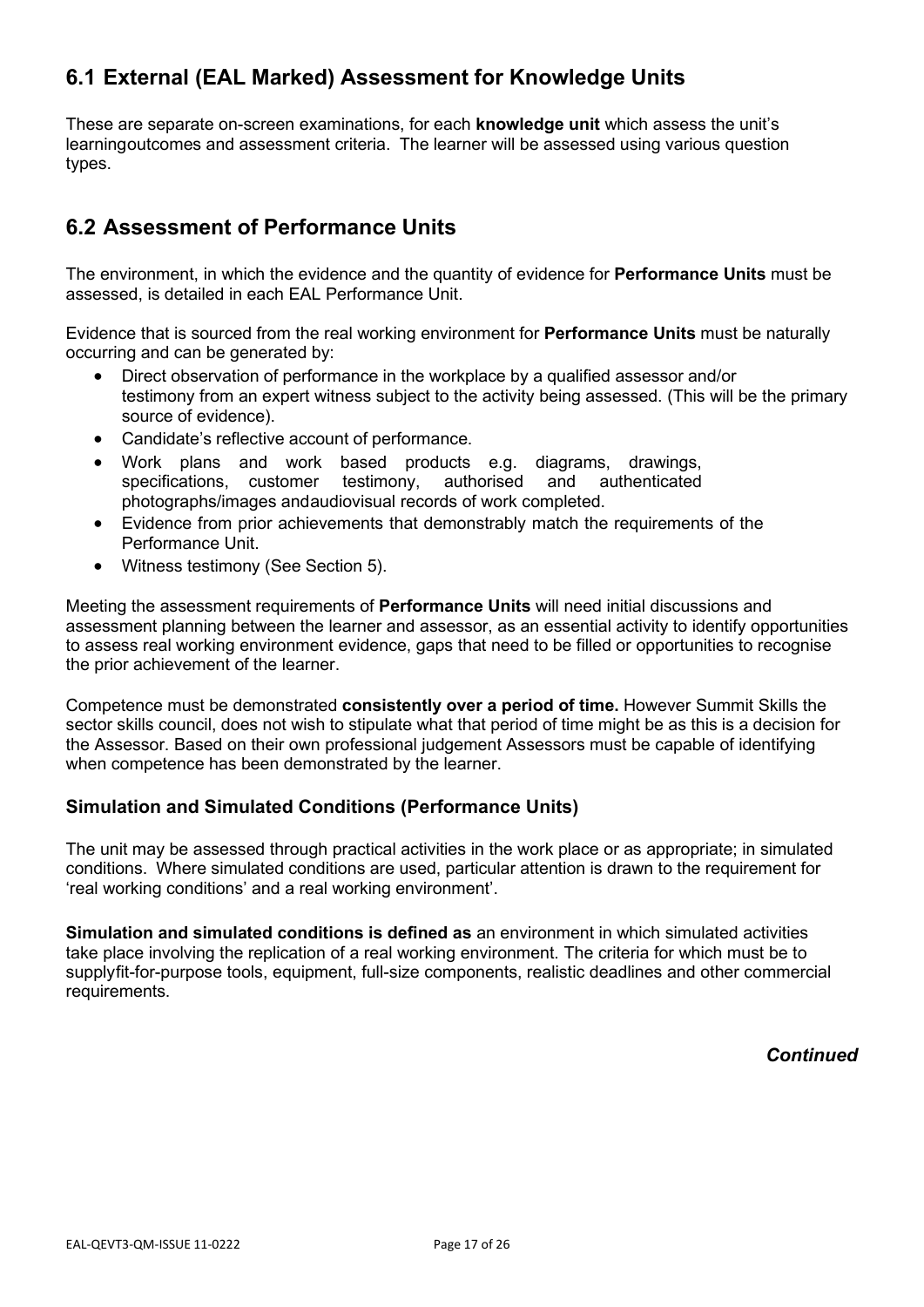## 6.1 External (EAL Marked) Assessment for Knowledge Units

These are separate on-screen examinations, for each **knowledge unit** which assess the unit's learningoutcomes and assessment criteria. The learner will be assessed using various question types.

## 6.2 Assessment of Performance Units

The environment, in which the evidence and the quantity of evidence for **Performance Units** must be assessed, is detailed in each EAL Performance Unit.

Evidence that is sourced from the real working environment for **Performance Units** must be naturally occurring and can be generated by:

- Direct observation of performance in the workplace by a qualified assessor and/or testimony from an expert witness subject to the activity being assessed. (This will be the primary source of evidence).
- Candidate's reflective account of performance.
- Work plans and work based products e.g. diagrams, drawings, specifications, customer testimony, authorised and authenticated photographs/images andaudiovisual records of work completed.
- Evidence from prior achievements that demonstrably match the requirements of the Performance Unit.
- Witness testimony (See Section 5).

Meeting the assessment requirements of **Performance Units** will need initial discussions and assessment planning between the learner and assessor, as an essential activity to identify opportunities to assess real working environment evidence, gaps that need to be filled or opportunities to recognise the prior achievement of the learner.

Competence must be demonstrated **consistently over a period of time.** However Summit Skills the sector skills council, does not wish to stipulate what that period of time might be as this is a decision for the Assessor. Based on their own professional judgement Assessors must be capable of identifying when competence has been demonstrated by the learner.

### Simulation and Simulated Conditions (Performance Units)

The unit may be assessed through practical activities in the work place or as appropriate; in simulated conditions. Where simulated conditions are used, particular attention is drawn to the requirement for 'real working conditions' and a real working environment'.

**Simulation and simulated conditions is defined as** an environment in which simulated activities take place involving the replication of a real working environment. The criteria for which must be to supplyfit-for-purpose tools, equipment, full-size components, realistic deadlines and other commercial requirements.

***Continued***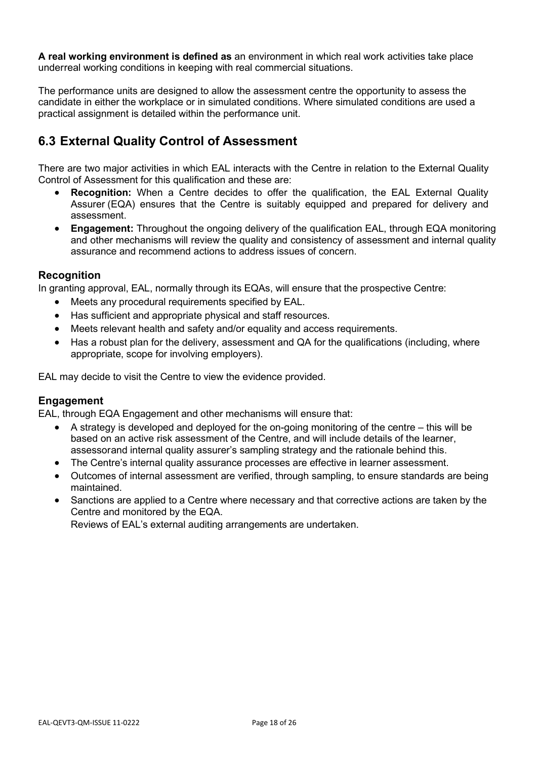**A real working environment is defined as** an environment in which real work activities take place underreal working conditions in keeping with real commercial situations.

The performance units are designed to allow the assessment centre the opportunity to assess the candidate in either the workplace or in simulated conditions. Where simulated conditions are used a practical assignment is detailed within the performance unit.

## 6.3 External Quality Control of Assessment

There are two major activities in which EAL interacts with the Centre in relation to the External Quality Control of Assessment for this qualification and these are:

- **Recognition:** When a Centre decides to offer the qualification, the EAL External Quality Assurer (EQA) ensures that the Centre is suitably equipped and prepared for delivery and assessment.
- **Engagement:** Throughout the ongoing delivery of the qualification EAL, through EQA monitoring and other mechanisms will review the quality and consistency of assessment and internal quality assurance and recommend actions to address issues of concern.

### Recognition

In granting approval, EAL, normally through its EQAs, will ensure that the prospective Centre:

- Meets any procedural requirements specified by EAL.
- Has sufficient and appropriate physical and staff resources.
- Meets relevant health and safety and/or equality and access requirements.
- Has a robust plan for the delivery, assessment and QA for the qualifications (including, where appropriate, scope for involving employers).

EAL may decide to visit the Centre to view the evidence provided.

### Engagement

EAL, through EQA Engagement and other mechanisms will ensure that:

- A strategy is developed and deployed for the on-going monitoring of the centre – this will be based on an active risk assessment of the Centre, and will include details of the learner, assessorand internal quality assurer's sampling strategy and the rationale behind this.
- The Centre's internal quality assurance processes are effective in learner assessment.
- Outcomes of internal assessment are verified, through sampling, to ensure standards are being maintained.
- Sanctions are applied to a Centre where necessary and that corrective actions are taken by the Centre and monitored by the EQA.
  Reviews of EAL's external auditing arrangements are undertaken.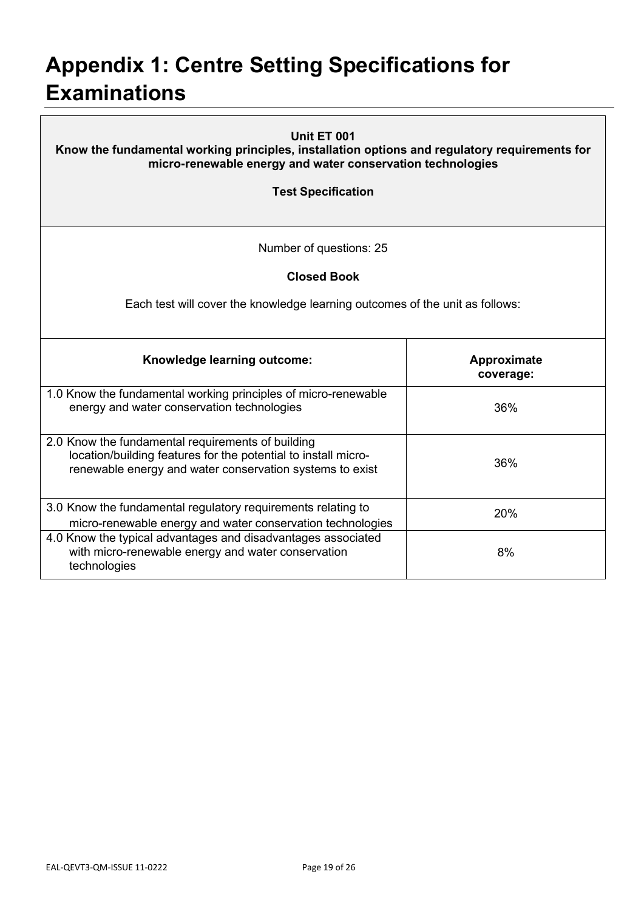# Appendix 1: Centre Setting Specifications for Examinations

**Unit ET 001**
**Know the fundamental working principles, installation options and regulatory requirements for micro-renewable energy and water conservation technologies**

**Test Specification**

Number of questions: 25

**Closed Book**

Each test will cover the knowledge learning outcomes of the unit as follows:

| Knowledge learning outcome: | Approximate coverage: |
|---|---|
| 1.0 Know the fundamental working principles of micro-renewable energy and water conservation technologies | 36% |
| 2.0 Know the fundamental requirements of building location/building features for the potential to install micro-renewable energy and water conservation systems to exist | 36% |
| 3.0 Know the fundamental regulatory requirements relating to micro-renewable energy and water conservation technologies | 20% |
| 4.0 Know the typical advantages and disadvantages associated with micro-renewable energy and water conservation technologies | 8% |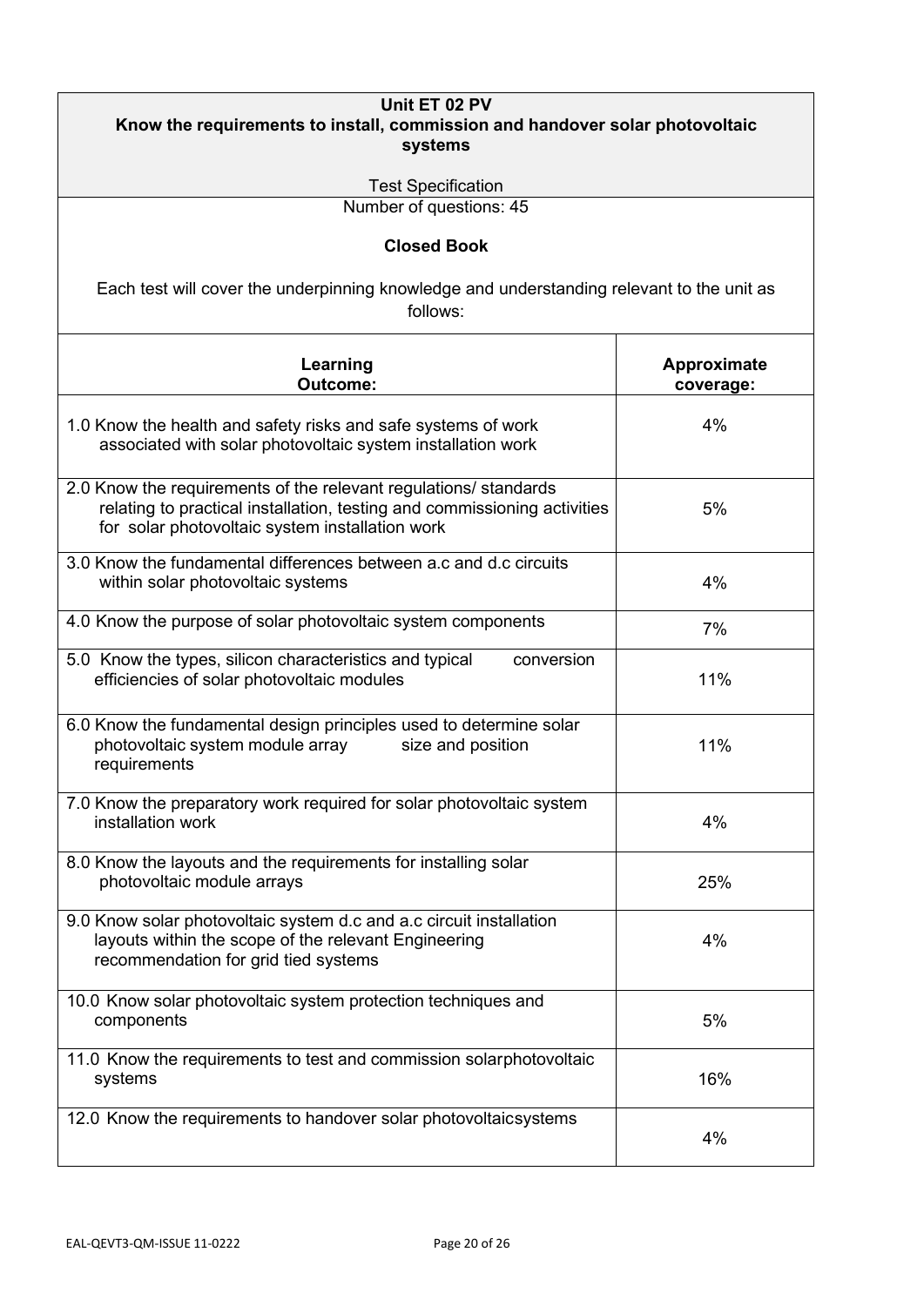**Unit ET 02 PV**

**Know the requirements to install, commission and handover solar photovoltaic systems**

Test Specification

Number of questions: 45

**Closed Book**

Each test will cover the underpinning knowledge and understanding relevant to the unit as follows:

| **Learning Outcome:** | **Approximate coverage:** |
|---|---|
| 1.0 Know the health and safety risks and safe systems of work associated with solar photovoltaic system installation work | 4% |
| 2.0 Know the requirements of the relevant regulations/ standards relating to practical installation, testing and commissioning activities for solar photovoltaic system installation work | 5% |
| 3.0 Know the fundamental differences between a.c and d.c circuits within solar photovoltaic systems | 4% |
| 4.0 Know the purpose of solar photovoltaic system components | 7% |
| 5.0 Know the types, silicon characteristics and typical conversion efficiencies of solar photovoltaic modules | 11% |
| 6.0 Know the fundamental design principles used to determine solar photovoltaic system module array size and position requirements | 11% |
| 7.0 Know the preparatory work required for solar photovoltaic system installation work | 4% |
| 8.0 Know the layouts and the requirements for installing solar photovoltaic module arrays | 25% |
| 9.0 Know solar photovoltaic system d.c and a.c circuit installation layouts within the scope of the relevant Engineering recommendation for grid tied systems | 4% |
| 10.0 Know solar photovoltaic system protection techniques and components | 5% |
| 11.0 Know the requirements to test and commission solarphotovoltaic systems | 16% |
| 12.0 Know the requirements to handover solar photovoltaicsystems | 4% |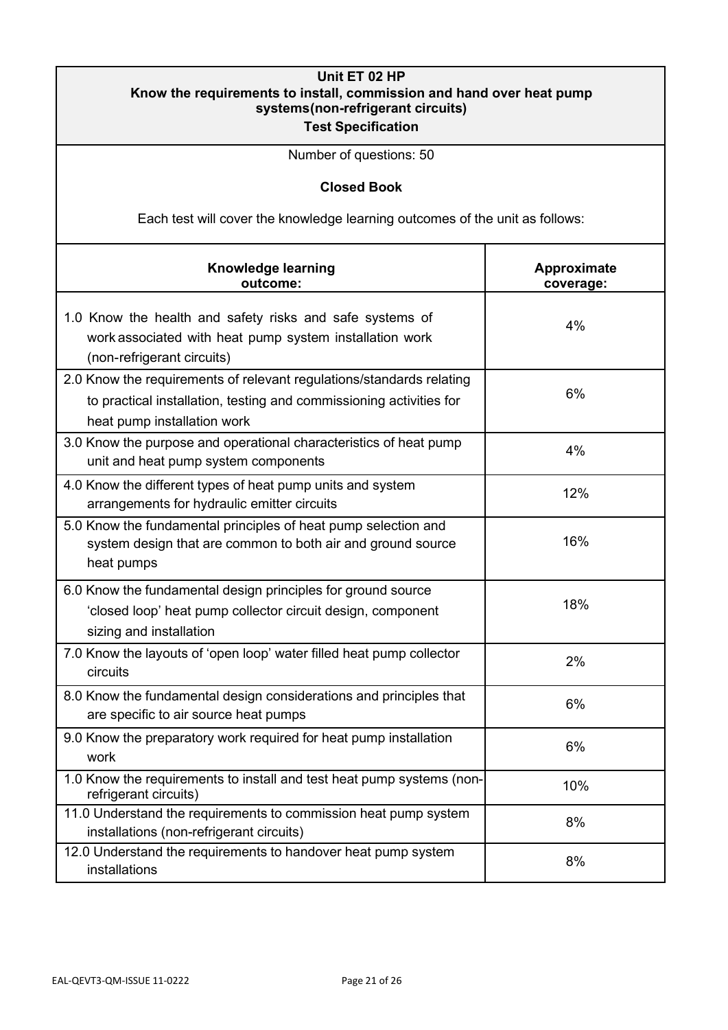## Unit ET 02 HP
## Know the requirements to install, commission and hand over heat pump systems(non-refrigerant circuits)
### Test Specification

Number of questions: 50

**Closed Book**

Each test will cover the knowledge learning outcomes of the unit as follows:

| Knowledge learning outcome: | Approximate coverage: |
|---|---|
| 1.0 Know the health and safety risks and safe systems of work associated with heat pump system installation work (non-refrigerant circuits) | 4% |
| 2.0 Know the requirements of relevant regulations/standards relating to practical installation, testing and commissioning activities for heat pump installation work | 6% |
| 3.0 Know the purpose and operational characteristics of heat pump unit and heat pump system components | 4% |
| 4.0 Know the different types of heat pump units and system arrangements for hydraulic emitter circuits | 12% |
| 5.0 Know the fundamental principles of heat pump selection and system design that are common to both air and ground source heat pumps | 16% |
| 6.0 Know the fundamental design principles for ground source 'closed loop' heat pump collector circuit design, component sizing and installation | 18% |
| 7.0 Know the layouts of 'open loop' water filled heat pump collector circuits | 2% |
| 8.0 Know the fundamental design considerations and principles that are specific to air source heat pumps | 6% |
| 9.0 Know the preparatory work required for heat pump installation work | 6% |
| 1.0 Know the requirements to install and test heat pump systems (non-refrigerant circuits) | 10% |
| 11.0 Understand the requirements to commission heat pump system installations (non-refrigerant circuits) | 8% |
| 12.0 Understand the requirements to handover heat pump system installations | 8% |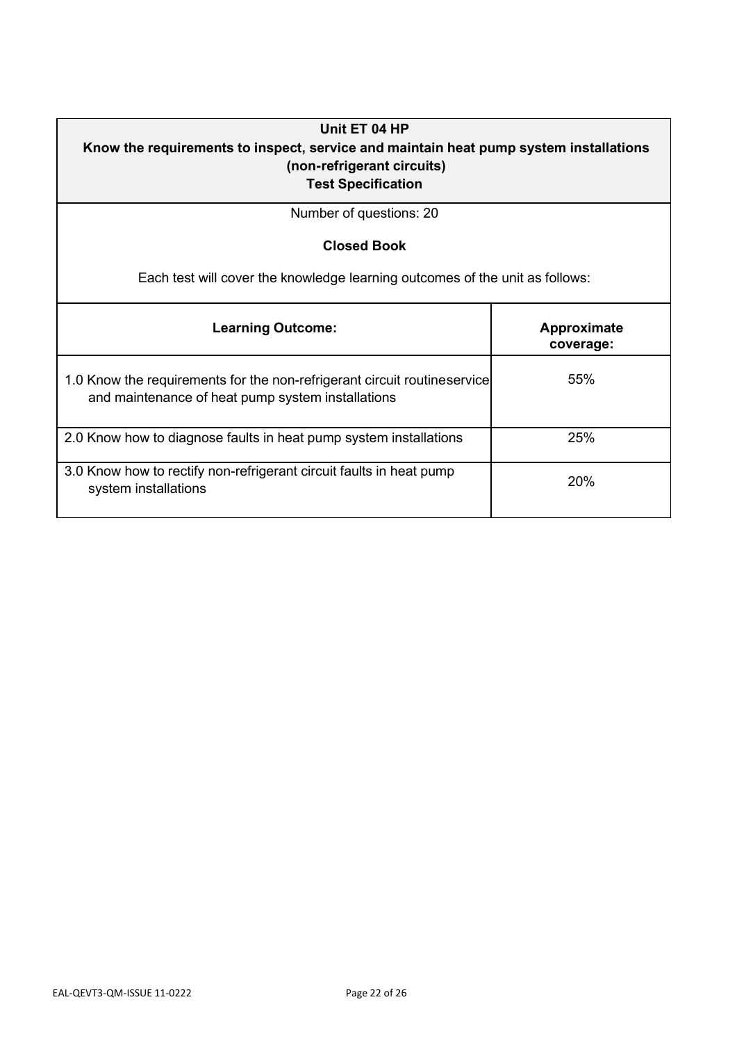| Unit ET 04 HP<br>Know the requirements to inspect, service and maintain heat pump system installations (non-refrigerant circuits)<br>Test Specification | |
|---|---|
| Number of questions: 20<br><br>**Closed Book**<br><br>Each test will cover the knowledge learning outcomes of the unit as follows: | |
| **Learning Outcome:** | **Approximate coverage:** |
| 1.0 Know the requirements for the non-refrigerant circuit routineservice and maintenance of heat pump system installations | 55% |
| 2.0 Know how to diagnose faults in heat pump system installations | 25% |
| 3.0 Know how to rectify non-refrigerant circuit faults in heat pump system installations | 20% |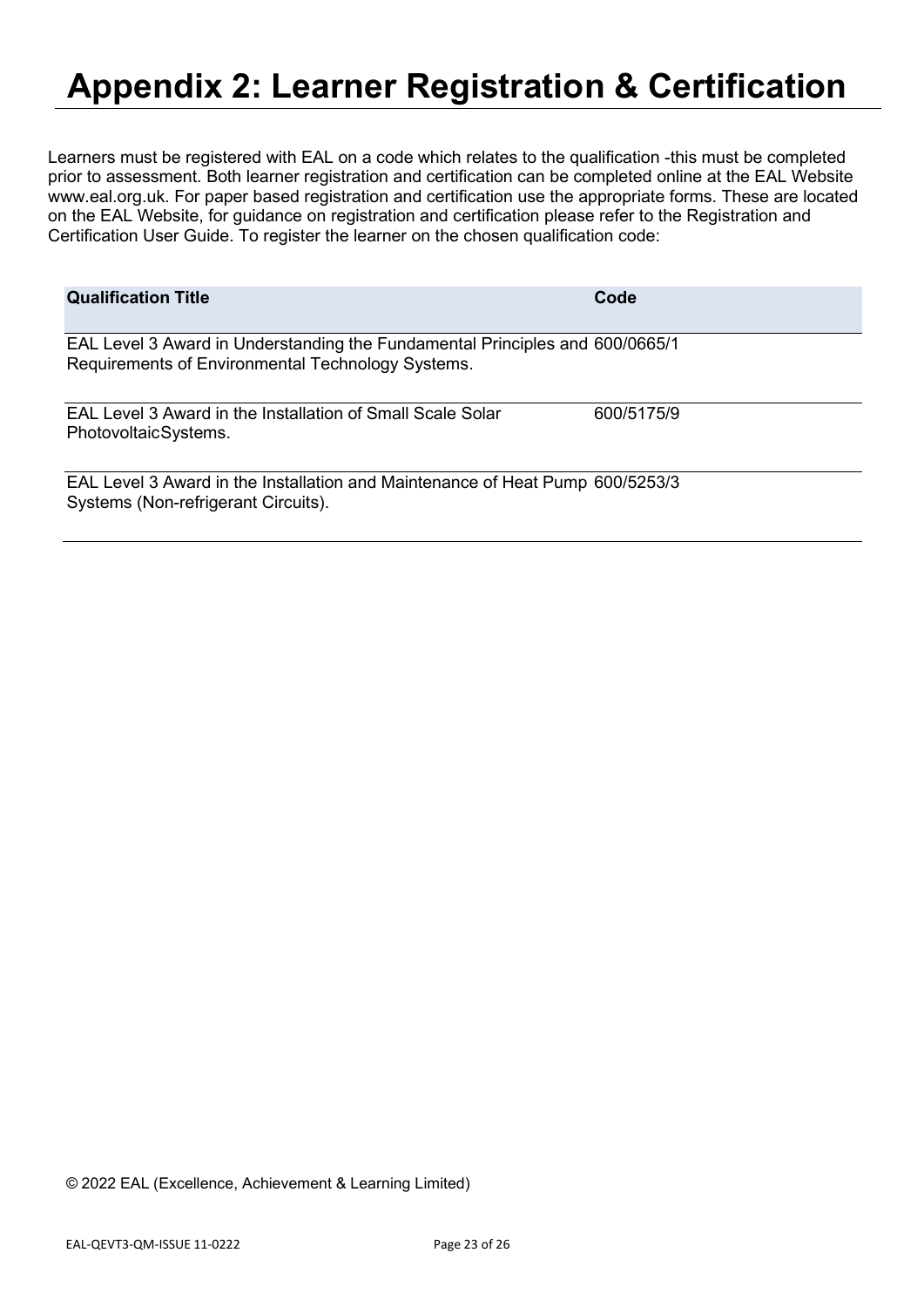# Appendix 2: Learner Registration & Certification

Learners must be registered with EAL on a code which relates to the qualification -this must be completed prior to assessment. Both learner registration and certification can be completed online at the EAL Website www.eal.org.uk. For paper based registration and certification use the appropriate forms. These are located on the EAL Website, for guidance on registration and certification please refer to the Registration and Certification User Guide. To register the learner on the chosen qualification code:

| Qualification Title | Code |
|---|---|
| EAL Level 3 Award in Understanding the Fundamental Principles and Requirements of Environmental Technology Systems. | 600/0665/1 |
| EAL Level 3 Award in the Installation of Small Scale Solar PhotovoltaicSystems. | 600/5175/9 |
| EAL Level 3 Award in the Installation and Maintenance of Heat Pump Systems (Non-refrigerant Circuits). | 600/5253/3 |

© 2022 EAL (Excellence, Achievement & Learning Limited)